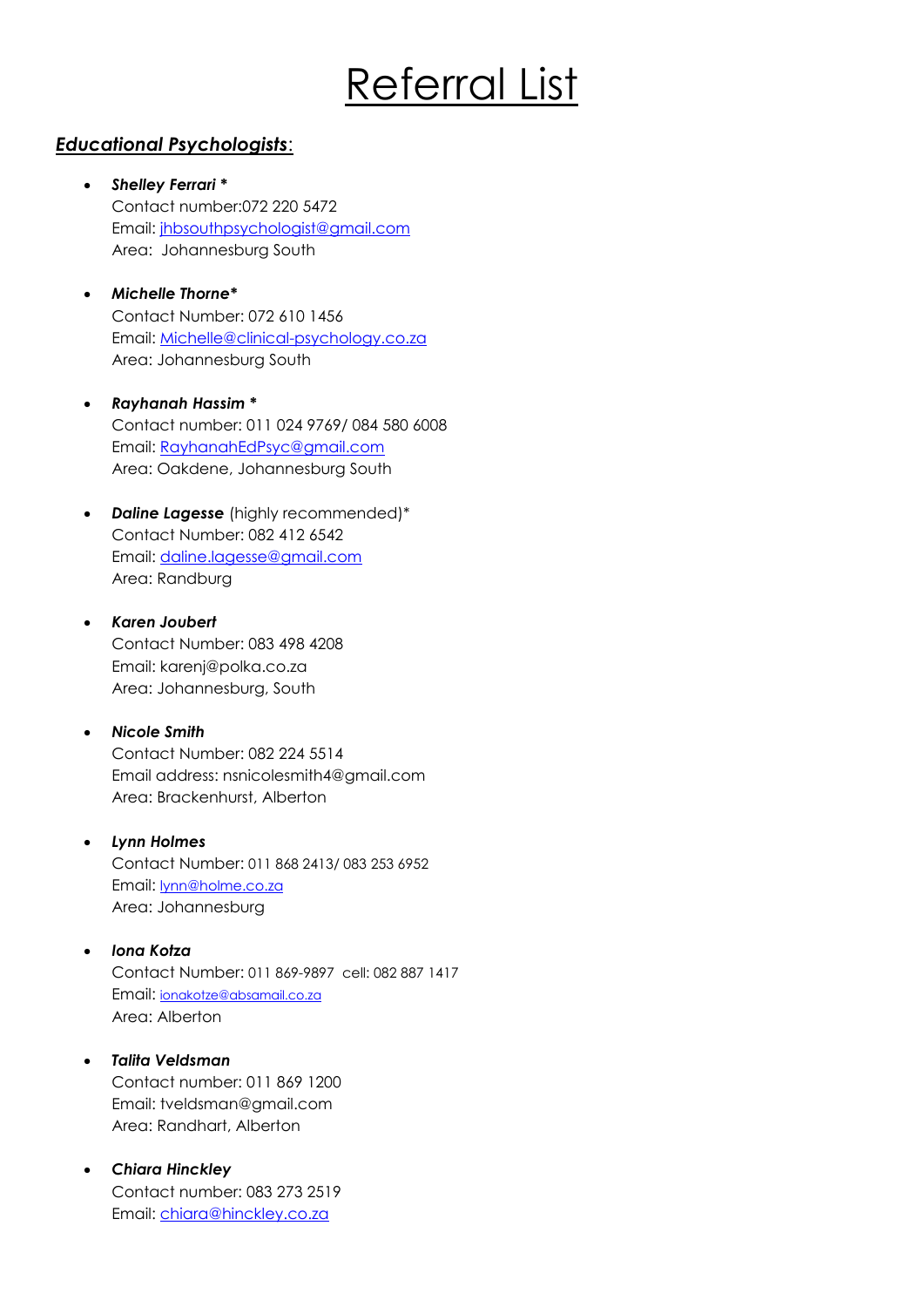# Referral List

## ***Educational Psychologists*:**

- ***Shelley Ferrari* \***
  Contact number:072 220 5472
  Email: jhbsouthpsychologist@gmail.com
  Area: Johannesburg South

- ***Michelle Thorne\****
  Contact Number: 072 610 1456
  Email: Michelle@clinical-psychology.co.za
  Area: Johannesburg South

- ***Rayhanah Hassim* \***
  Contact number: 011 024 9769/ 084 580 6008
  Email: RayhanahEdPsyc@gmail.com
  Area: Oakdene, Johannesburg South

- ***Daline Lagesse*** (highly recommended)*
  Contact Number: 082 412 6542
  Email: daline.lagesse@gmail.com
  Area: Randburg

- ***Karen Joubert***
  Contact Number: 083 498 4208
  Email: karenj@polka.co.za
  Area: Johannesburg, South

- ***Nicole Smith***
  Contact Number: 082 224 5514
  Email address: nsnicolesmith4@gmail.com
  Area: Brackenhurst, Alberton

- ***Lynn Holmes***
  Contact Number: 011 868 2413/ 083 253 6952
  Email: lynn@holme.co.za
  Area: Johannesburg

- ***Iona Kotza***
  Contact Number: 011 869-9897 cell: 082 887 1417
  Email: ionakotze@absamail.co.za
  Area: Alberton

- ***Talita Veldsman***
  Contact number: 011 869 1200
  Email: tveldsman@gmail.com
  Area: Randhart, Alberton

- ***Chiara Hinckley***
  Contact number: 083 273 2519
  Email: chiara@hinckley.co.za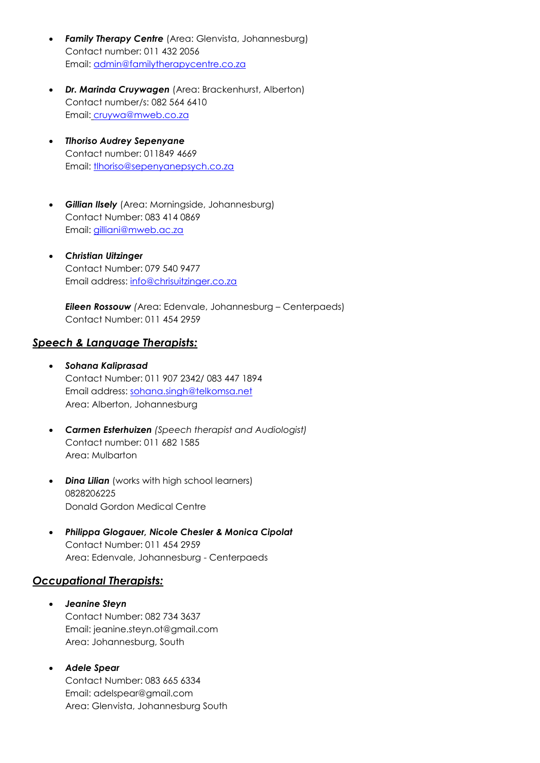- ***Family Therapy Centre*** (Area: Glenvista, Johannesburg)
  Contact number: 011 432 2056
  Email: admin@familytherapycentre.co.za

- ***Dr. Marinda Cruywagen*** (Area: Brackenhurst, Alberton)
  Contact number/s: 082 564 6410
  Email: cruywa@mweb.co.za

- ***Tlhoriso Audrey Sepenyane***
  Contact number: 011849 4669
  Email: tlhoriso@sepenyanepsych.co.za

- ***Gillian Ilsely*** (Area: Morningside, Johannesburg)
  Contact Number: 083 414 0869
  Email: gilliani@mweb.ac.za

- ***Christian Uitzinger***
  Contact Number: 079 540 9477
  Email address: info@chrisuitzinger.co.za

  ***Eileen Rossouw*** *(*Area: Edenvale, Johannesburg – Centerpaeds)
  Contact Number: 011 454 2959

## ***Speech & Language Therapists:***

- ***Sohana Kaliprasad***
  Contact Number: 011 907 2342/ 083 447 1894
  Email address: sohana.singh@telkomsa.net
  Area: Alberton, Johannesburg

- ***Carmen Esterhuizen*** *(Speech therapist and Audiologist)*
  Contact number: 011 682 1585
  Area: Mulbarton

- ***Dina Lilian*** (works with high school learners)
  0828206225
  Donald Gordon Medical Centre

- ***Philippa Glogauer, Nicole Chesler & Monica Cipolat***
  Contact Number: 011 454 2959
  Area: Edenvale, Johannesburg - Centerpaeds

## ***Occupational Therapists:***

- ***Jeanine Steyn***
  Contact Number: 082 734 3637
  Email: jeanine.steyn.ot@gmail.com
  Area: Johannesburg, South

- ***Adele Spear***
  Contact Number: 083 665 6334
  Email: adelspear@gmail.com
  Area: Glenvista, Johannesburg South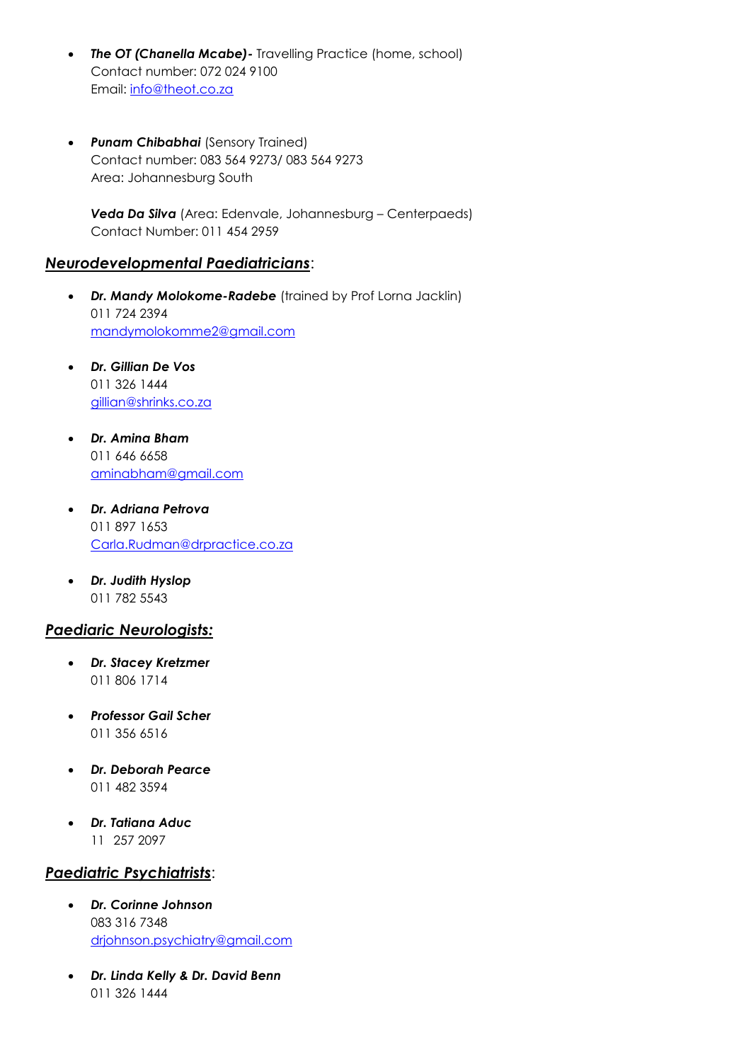- ***The OT (Chanella Mcabe)-*** Travelling Practice (home, school)
  Contact number: 072 024 9100
  Email: info@theot.co.za

- ***Punam Chibabhai*** (Sensory Trained)
  Contact number: 083 564 9273/ 083 564 9273
  Area: Johannesburg South

  ***Veda Da Silva*** (Area: Edenvale, Johannesburg – Centerpaeds)
  Contact Number: 011 454 2959

### ***Neurodevelopmental Paediatricians***:

- ***Dr. Mandy Molokome-Radebe*** (trained by Prof Lorna Jacklin)
  011 724 2394
  mandymolokomme2@gmail.com

- ***Dr. Gillian De Vos***
  011 326 1444
  gillian@shrinks.co.za

- ***Dr. Amina Bham***
  011 646 6658
  aminabham@gmail.com

- ***Dr. Adriana Petrova***
  011 897 1653
  Carla.Rudman@drpractice.co.za

- ***Dr. Judith Hyslop***
  011 782 5543

### ***Paediaric Neurologists:***

- ***Dr. Stacey Kretzmer***
  011 806 1714

- ***Professor Gail Scher***
  011 356 6516

- ***Dr. Deborah Pearce***
  011 482 3594

- ***Dr. Tatiana Aduc***
  11 257 2097

### ***Paediatric Psychiatrists***:

- ***Dr. Corinne Johnson***
  083 316 7348
  drjohnson.psychiatry@gmail.com

- ***Dr. Linda Kelly & Dr. David Benn***
  011 326 1444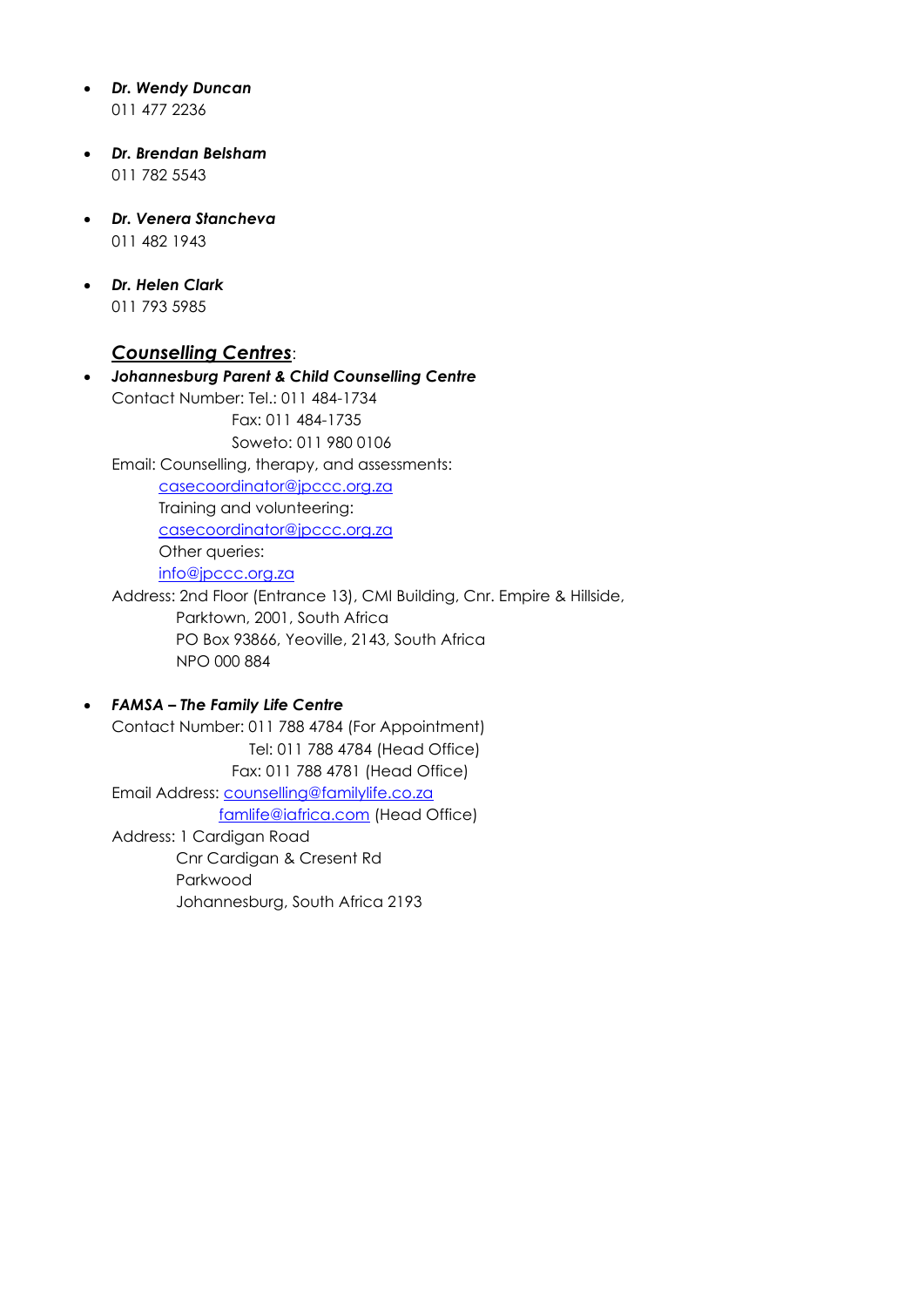- ***Dr. Wendy Duncan***
  011 477 2236

- ***Dr. Brendan Belsham***
  011 782 5543

- ***Dr. Venera Stancheva***
  011 482 1943

- ***Dr. Helen Clark***
  011 793 5985

## ***Counselling Centres***:

- ***Johannesburg Parent & Child Counselling Centre***
  Contact Number: Tel.: 011 484-1734
  Fax: 011 484-1735
  Soweto: 011 980 0106
  Email: Counselling, therapy, and assessments:
  casecoordinator@jpccc.org.za
  Training and volunteering:
  casecoordinator@jpccc.org.za
  Other queries:
  info@jpccc.org.za
  Address: 2nd Floor (Entrance 13), CMI Building, Cnr. Empire & Hillside,
  Parktown, 2001, South Africa
  PO Box 93866, Yeoville, 2143, South Africa
  NPO 000 884

- ***FAMSA – The Family Life Centre***
  Contact Number: 011 788 4784 (For Appointment)
  Tel: 011 788 4784 (Head Office)
  Fax: 011 788 4781 (Head Office)
  Email Address: counselling@familylife.co.za
  famlife@iafrica.com (Head Office)
  Address: 1 Cardigan Road
  Cnr Cardigan & Cresent Rd
  Parkwood
  Johannesburg, South Africa 2193